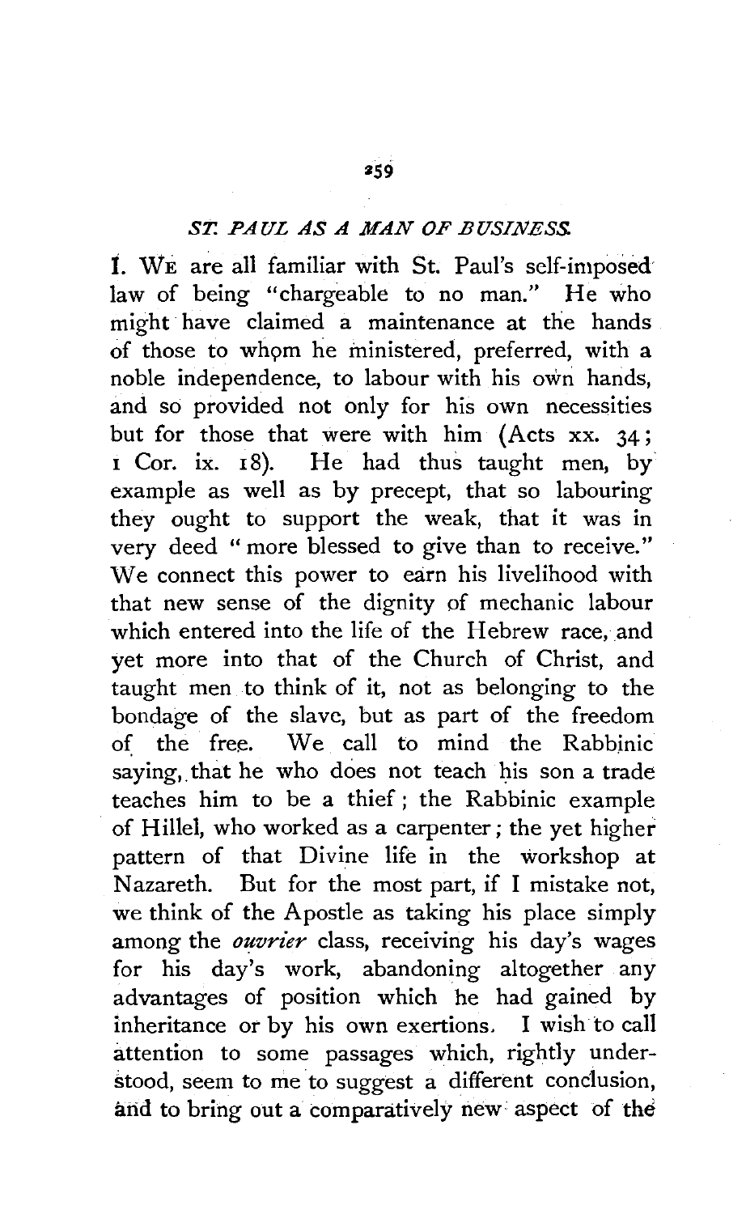## *ST. PAUL AS A MAN OF BUSINESS.*

I. WE are all familiar with St. Paul's self-imposed law of being "chargeable to no man." He who might have claimed a maintenance at the hands of those to whom he ministered, preferred, with a noble independence, to labour with his own hands, and so provided not only for his own necessities but for those that were with him (Acts xx. 34; 1 Cor. ix. 18). He had thus taught men, by example as well as by precept, that so labouring they ought to support the weak, that it was in very deed "more blessed to give than to receive." We connect this power to earn his livelihood with that new sense of the dignity of mechanic labour which entered into the life of the Hebrew race, and yet more into that of the Church of Christ, and taught men to think of it, not as belonging to the bondage of the slave, but as part of the freedom of the free. We call to mind the Rabbinic saying, that he who does not teach his son a trade teaches him to be a thief; the Rabbinic example of Hillel, who worked as a carpenter; the yet higher pattern of that Divine life in the workshop at Nazareth. But for the most part, if I mistake not, we think of the Apostle as taking his place simply among the *ouvrier* class, receiving his day's wages for his day's work, abandoning altogether any advantages of position which he had gained by inheritance or by his own exertions. I wish to call attention to some passages which, rightly understood, seem to me to suggest a different conclusion, and to bring out a comparatively new aspect of the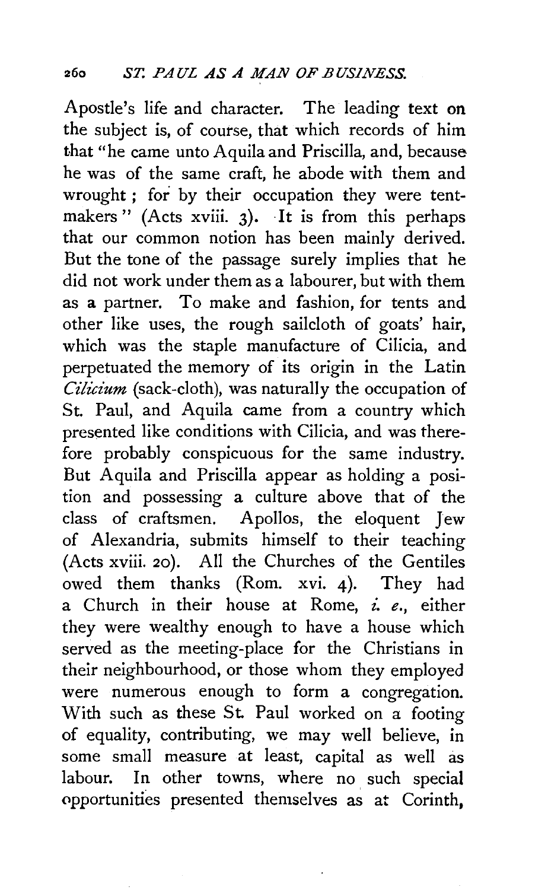Apostle's life and character. The leading text on the subject is, of course, that which records of him that "he came unto Aquila and Priscilla, and, because he was of the same craft, he abode with them and wrought; for by their occupation they were tent-makers" (Acts xviii. 3). It is from this perhaps that our common notion has been mainly derived. But the tone of the passage surely implies that he did not work under them as a labourer, but with them as a partner. To make and fashion, for tents and other like uses, the rough sailcloth of goats' hair, which was the staple manufacture of Cilicia, and perpetuated the memory of its origin in the Latin *Cilicium* (sack-cloth), was naturally the occupation of St. Paul, and Aquila came from a country which presented like conditions with Cilicia, and was therefore probably conspicuous for the same industry. But Aquila and Priscilla appear as holding a position and possessing a culture above that of the class of craftsmen. Apollos, the eloquent Jew of Alexandria, submits himself to their teaching (Acts xviii. 20). All the Churches of the Gentiles owed them thanks (Rom. xvi. 4). They had a Church in their house at Rome, *i. e.*, either they were wealthy enough to have a house which served as the meeting-place for the Christians in their neighbourhood, or those whom they employed were numerous enough to form a congregation. With such as these St. Paul worked on a footing of equality, contributing, we may well believe, in some small measure at least, capital as well as labour. In other towns, where no such special opportunities presented themselves as at Corinth,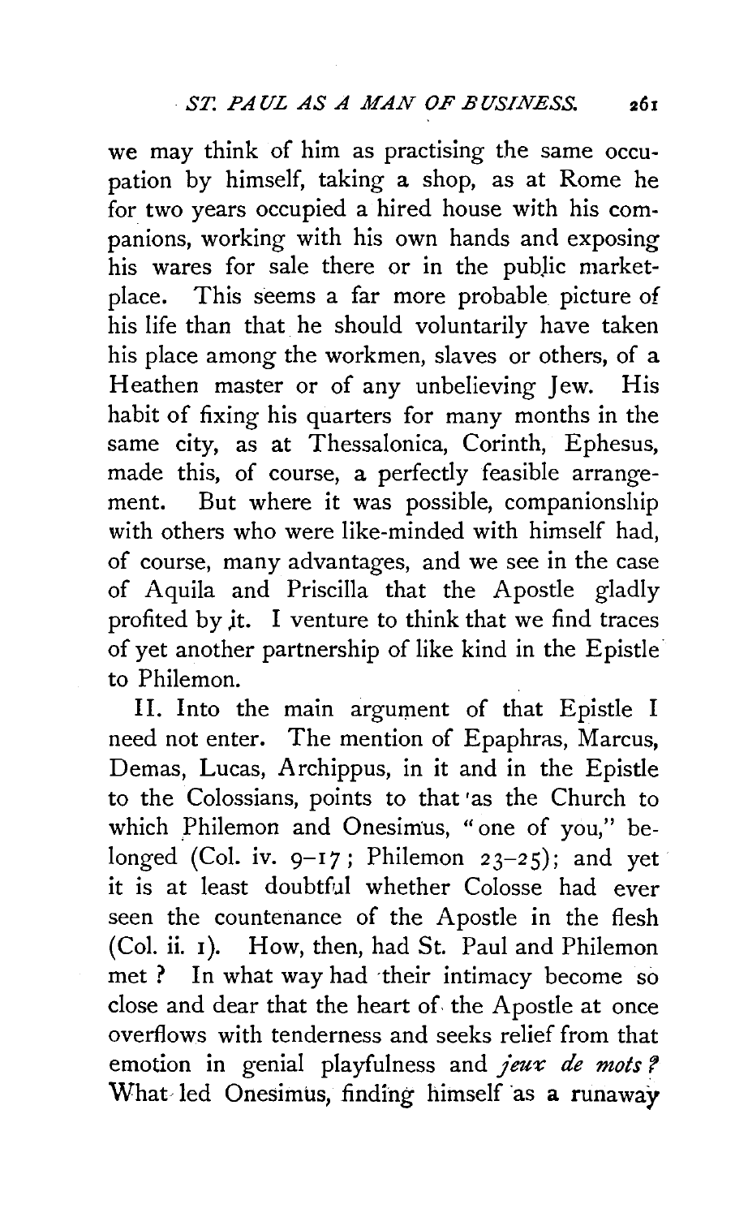we may think of him as practising the same occupation by himself, taking a shop, as at Rome he for two years occupied a hired house with his companions, working with his own hands and exposing his wares for sale there or in the public market-place. This seems a far more probable picture of his life than that he should voluntarily have taken his place among the workmen, slaves or others, of a Heathen master or of any unbelieving Jew. His habit of fixing his quarters for many months in the same city, as at Thessalonica, Corinth, Ephesus, made this, of course, a perfectly feasible arrangement. But where it was possible, companionship with others who were like-minded with himself had, of course, many advantages, and we see in the case of Aquila and Priscilla that the Apostle gladly profited by it. I venture to think that we find traces of yet another partnership of like kind in the Epistle to Philemon.

II. Into the main argument of that Epistle I need not enter. The mention of Epaphras, Marcus, Demas, Lucas, Archippus, in it and in the Epistle to the Colossians, points to that as the Church to which Philemon and Onesimus, "one of you," belonged (Col. iv. 9–17; Philemon 23–25); and yet it is at least doubtful whether Colosse had ever seen the countenance of the Apostle in the flesh (Col. ii. 1). How, then, had St. Paul and Philemon met? In what way had their intimacy become so close and dear that the heart of the Apostle at once overflows with tenderness and seeks relief from that emotion in genial playfulness and *jeux de mots*? What led Onesimus, finding himself as a runaway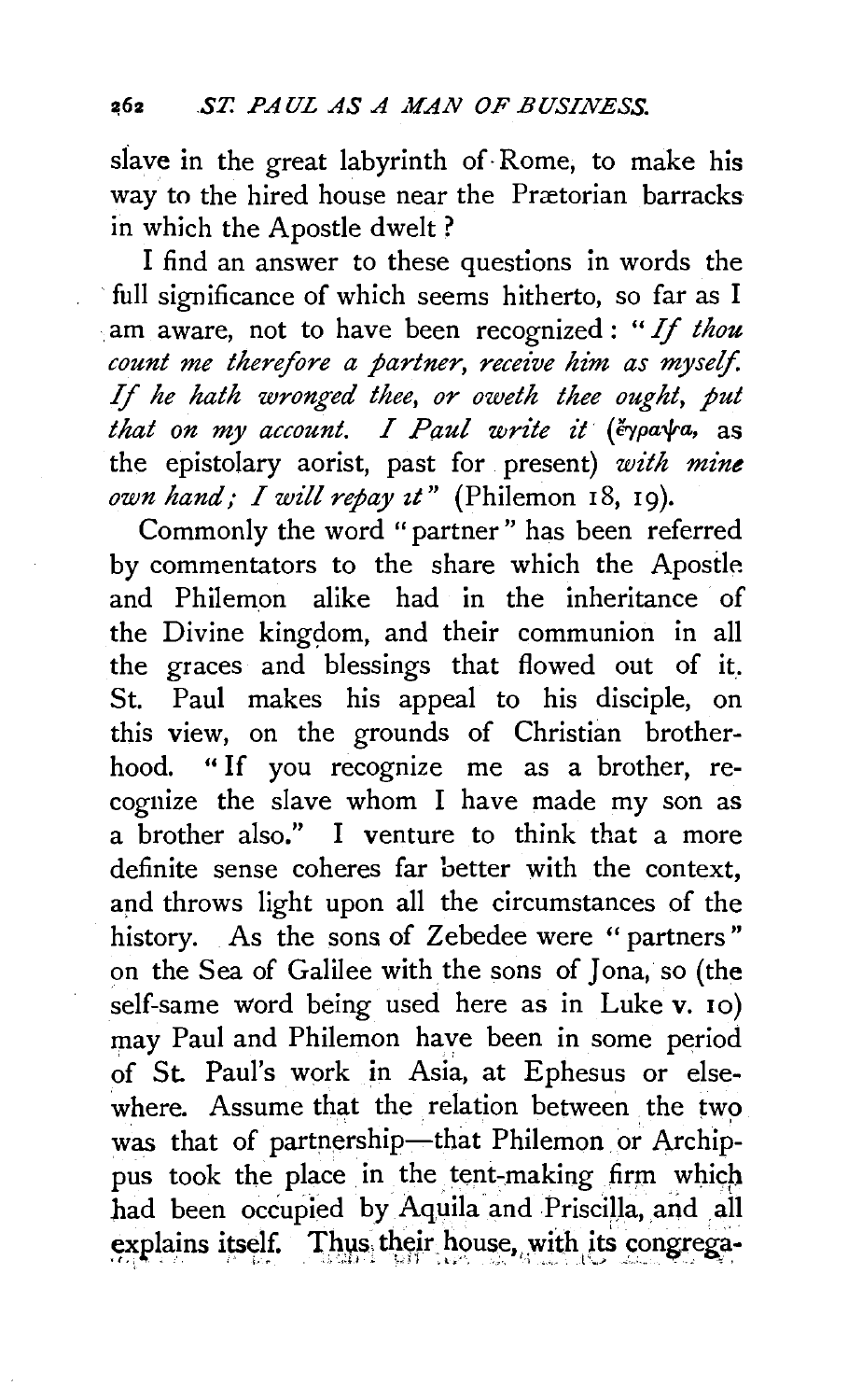slave in the great labyrinth of Rome, to make his way to the hired house near the Prætorian barracks in which the Apostle dwelt?

I find an answer to these questions in words the full significance of which seems hitherto, so far as I am aware, not to have been recognized: "*If thou count me therefore a partner, receive him as myself. If he hath wronged thee, or oweth thee ought, put that on my account. I Paul write it* (ἔγραψα, as the epistolary aorist, past for present) *with mine own hand; I will repay it*" (Philemon 18, 19).

Commonly the word "partner" has been referred by commentators to the share which the Apostle and Philemon alike had in the inheritance of the Divine kingdom, and their communion in all the graces and blessings that flowed out of it. St. Paul makes his appeal to his disciple, on this view, on the grounds of Christian brotherhood. "If you recognize me as a brother, recognize the slave whom I have made my son as a brother also." I venture to think that a more definite sense coheres far better with the context, and throws light upon all the circumstances of the history. As the sons of Zebedee were "partners" on the Sea of Galilee with the sons of Jona, so (the self-same word being used here as in Luke v. 10) may Paul and Philemon have been in some period of St. Paul's work in Asia, at Ephesus or elsewhere. Assume that the relation between the two was that of partnership—that Philemon or Archippus took the place in the tent-making firm which had been occupied by Aquila and Priscilla, and all explains itself. Thus their house, with its congrega-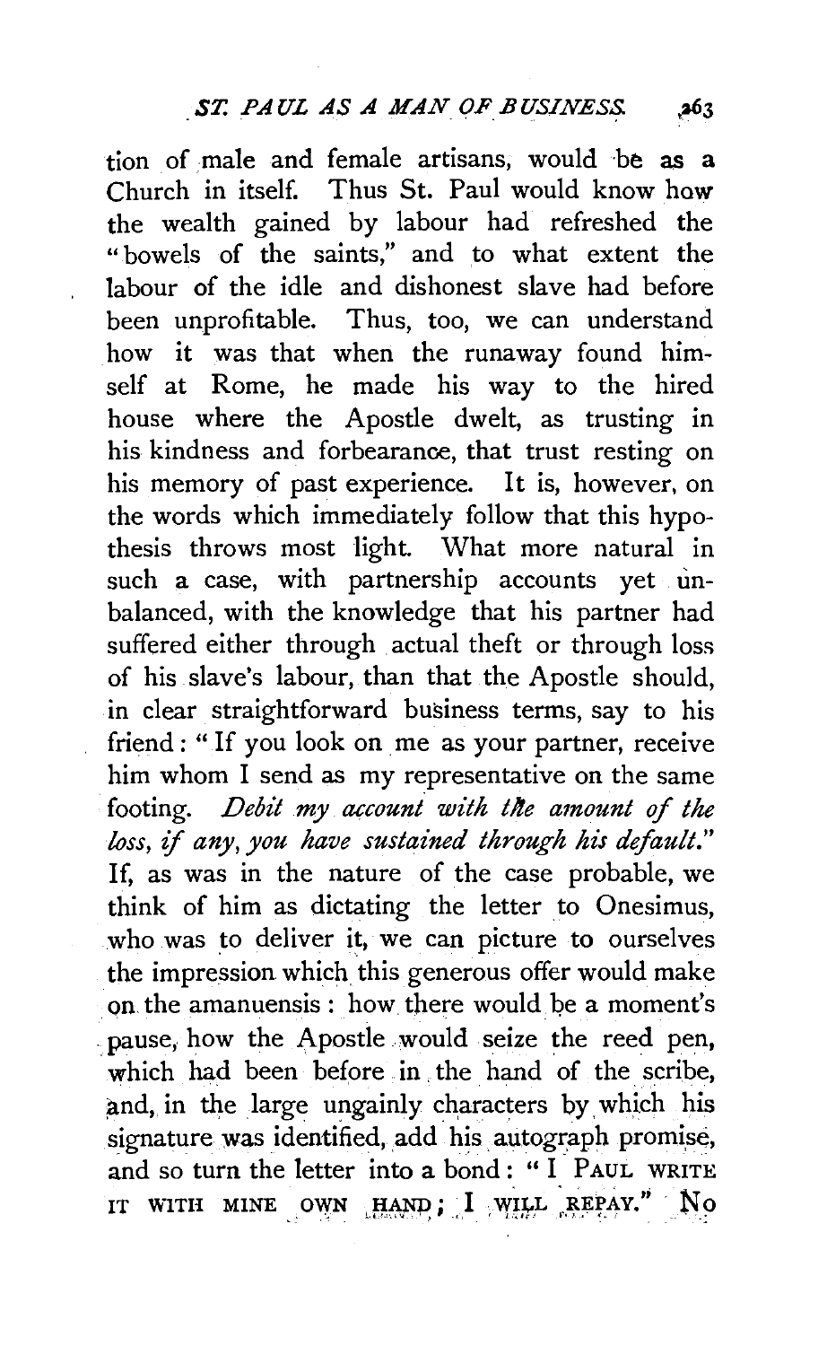tion of male and female artisans, would be as a Church in itself. Thus St. Paul would know how the wealth gained by labour had refreshed the "bowels of the saints," and to what extent the labour of the idle and dishonest slave had before been unprofitable. Thus, too, we can understand how it was that when the runaway found himself at Rome, he made his way to the hired house where the Apostle dwelt, as trusting in his kindness and forbearance, that trust resting on his memory of past experience. It is, however, on the words which immediately follow that this hypothesis throws most light. What more natural in such a case, with partnership accounts yet unbalanced, with the knowledge that his partner had suffered either through actual theft or through loss of his slave's labour, than that the Apostle should, in clear straightforward business terms, say to his friend: "If you look on me as your partner, receive him whom I send as my representative on the same footing. *Debit my account with the amount of the loss, if any, you have sustained through his default.*" If, as was in the nature of the case probable, we think of him as dictating the letter to Onesimus, who was to deliver it, we can picture to ourselves the impression which this generous offer would make on the amanuensis: how there would be a moment's pause, how the Apostle would seize the reed pen, which had been before in the hand of the scribe, and, in the large ungainly characters by which his signature was identified, add his autograph promise, and so turn the letter into a bond: "I PAUL WRITE IT WITH MINE OWN HAND; I WILL REPAY." No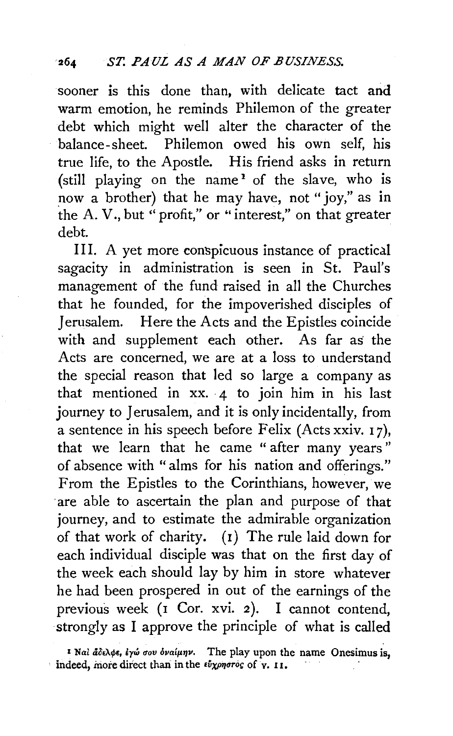sooner is this done than, with delicate tact and warm emotion, he reminds Philemon of the greater debt which might well alter the character of the balance-sheet. Philemon owed his own self, his true life, to the Apostle. His friend asks in return (still playing on the name[1] of the slave, who is now a brother) that he may have, not "joy," as in the A. V., but "profit," or "interest," on that greater debt.

III. A yet more conspicuous instance of practical sagacity in administration is seen in St. Paul's management of the fund raised in all the Churches that he founded, for the impoverished disciples of Jerusalem. Here the Acts and the Epistles coincide with and supplement each other. As far as the Acts are concerned, we are at a loss to understand the special reason that led so large a company as that mentioned in xx. 4 to join him in his last journey to Jerusalem, and it is only incidentally, from a sentence in his speech before Felix (Acts xxiv. 17), that we learn that he came "after many years" of absence with "alms for his nation and offerings." From the Epistles to the Corinthians, however, we are able to ascertain the plan and purpose of that journey, and to estimate the admirable organization of that work of charity. (1) The rule laid down for each individual disciple was that on the first day of the week each should lay by him in store whatever he had been prospered in out of the earnings of the previous week (1 Cor. xvi. 2). I cannot contend, strongly as I approve the principle of what is called

[1] Ναὶ ἀδελφέ, ἐγώ σου ὀναίμην. The play upon the name Onesimus is, indeed, more direct than in the εὔχρηστος of v. 11.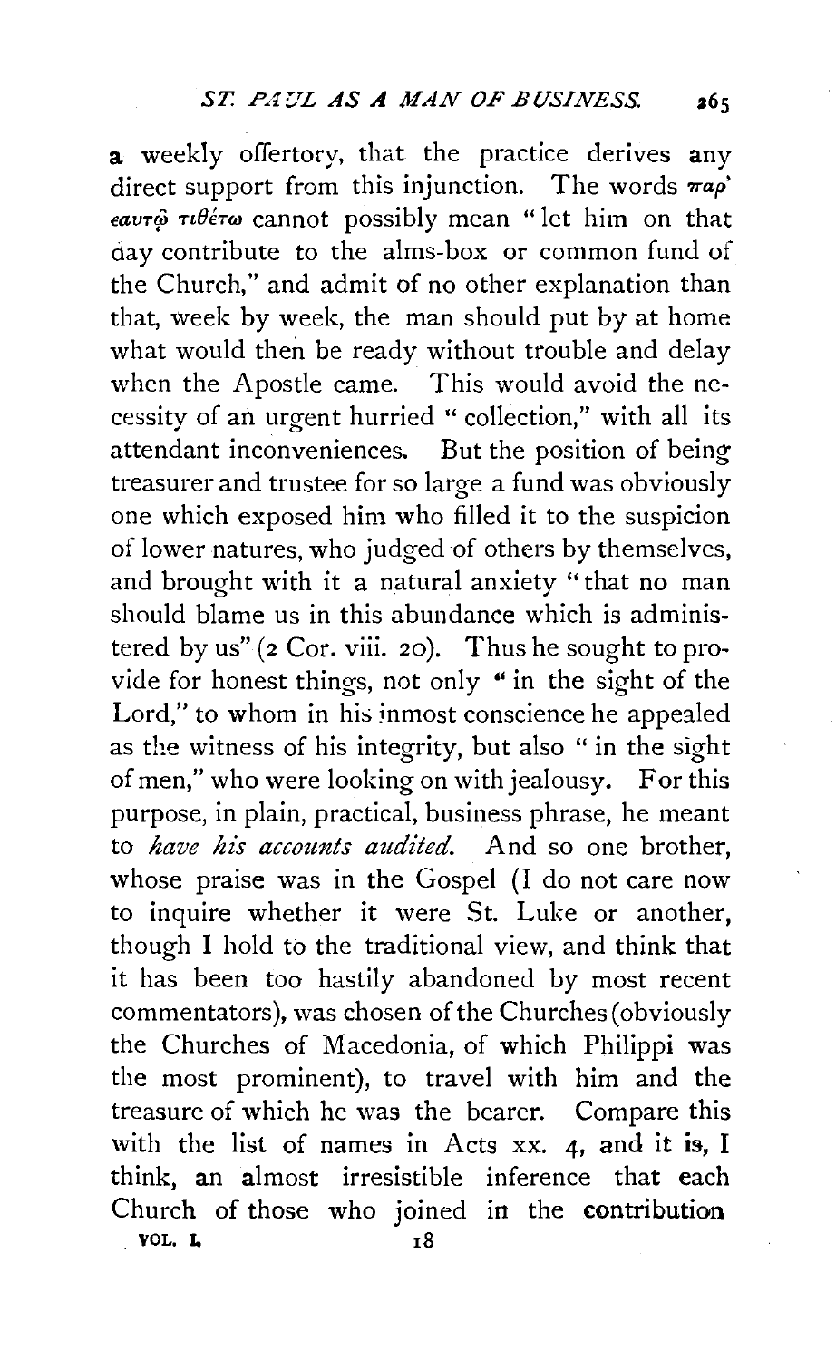a weekly offertory, that the practice derives any direct support from this injunction. The words παρ' ἑαυτῷ τιθέτω cannot possibly mean "let him on that day contribute to the alms-box or common fund of the Church," and admit of no other explanation than that, week by week, the man should put by at home what would then be ready without trouble and delay when the Apostle came. This would avoid the necessity of an urgent hurried "collection," with all its attendant inconveniences. But the position of being treasurer and trustee for so large a fund was obviously one which exposed him who filled it to the suspicion of lower natures, who judged of others by themselves, and brought with it a natural anxiety "that no man should blame us in this abundance which is administered by us" (2 Cor. viii. 20). Thus he sought to provide for honest things, not only "in the sight of the Lord," to whom in his inmost conscience he appealed as the witness of his integrity, but also "in the sight of men," who were looking on with jealousy. For this purpose, in plain, practical, business phrase, he meant to *have his accounts audited*. And so one brother, whose praise was in the Gospel (I do not care now to inquire whether it were St. Luke or another, though I hold to the traditional view, and think that it has been too hastily abandoned by most recent commentators), was chosen of the Churches (obviously the Churches of Macedonia, of which Philippi was the most prominent), to travel with him and the treasure of which he was the bearer. Compare this with the list of names in Acts xx. 4, and it is, I think, an almost irresistible inference that each Church of those who joined in the contribution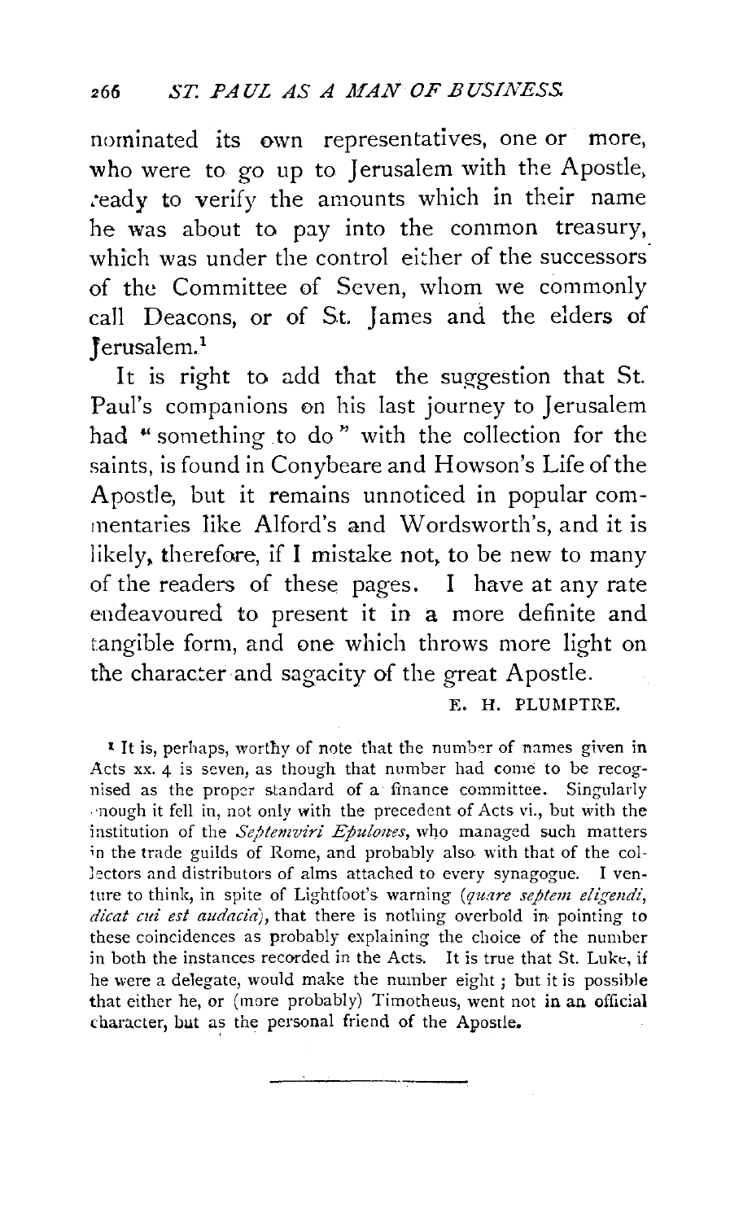nominated its own representatives, one or more, who were to go up to Jerusalem with the Apostle, ready to verify the amounts which in their name he was about to pay into the common treasury, which was under the control either of the successors of the Committee of Seven, whom we commonly call Deacons, or of St. James and the elders of Jerusalem.[1]

It is right to add that the suggestion that St. Paul's companions on his last journey to Jerusalem had "something to do" with the collection for the saints, is found in Conybeare and Howson's Life of the Apostle, but it remains unnoticed in popular commentaries like Alford's and Wordsworth's, and it is likely, therefore, if I mistake not, to be new to many of the readers of these pages. I have at any rate endeavoured to present it in a more definite and tangible form, and one which throws more light on the character and sagacity of the great Apostle.

E. H. PLUMPTRE.

[1] It is, perhaps, worthy of note that the number of names given in Acts xx. 4 is seven, as though that number had come to be recognised as the proper standard of a finance committee. Singularly enough it fell in, not only with the precedent of Acts vi., but with the institution of the *Septemviri Epulones*, who managed such matters in the trade guilds of Rome, and probably also with that of the collectors and distributors of alms attached to every synagogue. I venture to think, in spite of Lightfoot's warning (*quare septem eligendi, dicat cui est audacia*), that there is nothing overbold in pointing to these coincidences as probably explaining the choice of the number in both the instances recorded in the Acts. It is true that St. Luke, if he were a delegate, would make the number eight; but it is possible that either he, or (more probably) Timotheus, went not in an official character, but as the personal friend of the Apostle.